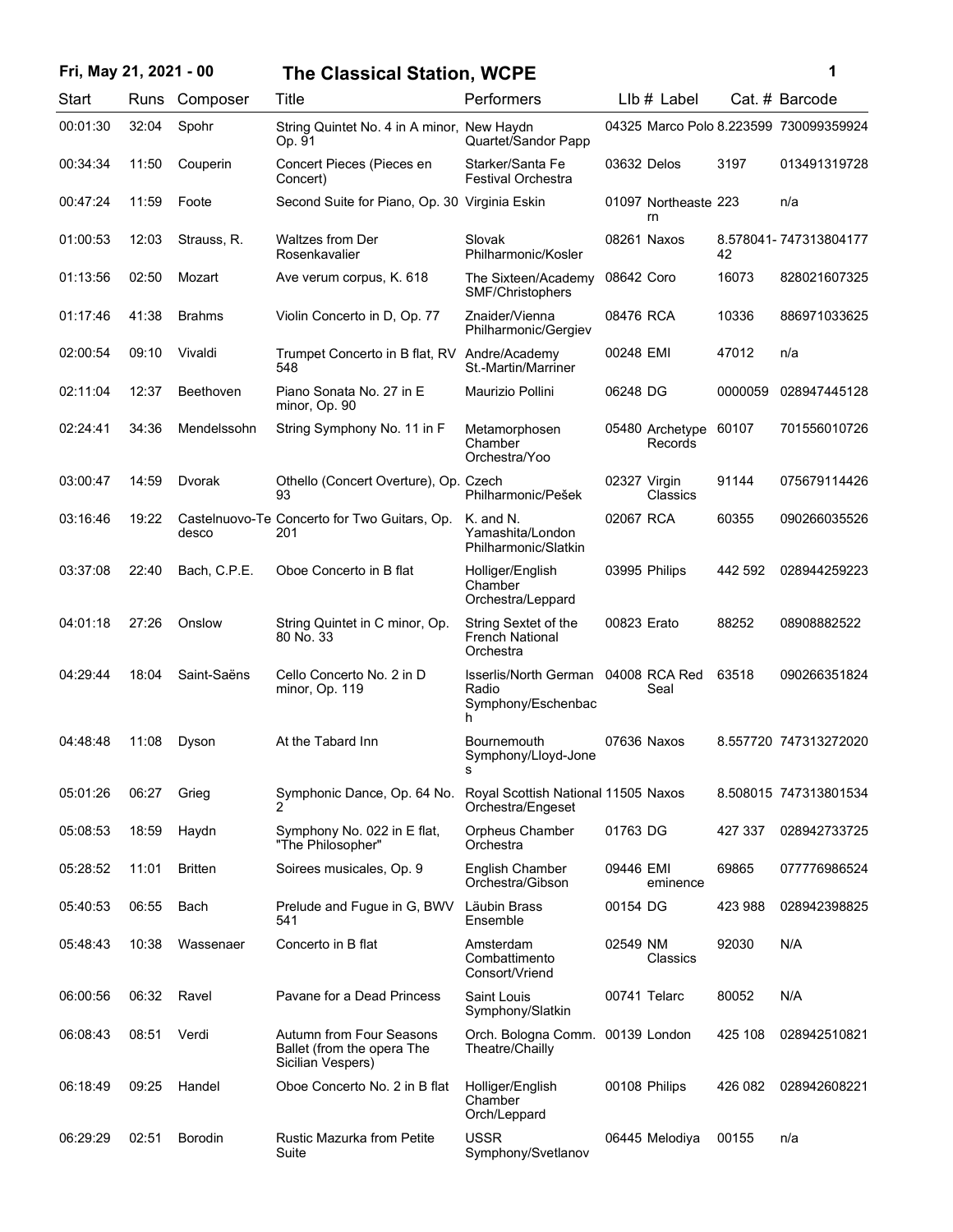# Fri, May 21, 2021 - 00 — The Classical Station, WCPE

| Start | Runs | Composer | Title | Performers | LIb # | Label | Cat. # | Barcode |
|---|---|---|---|---|---|---|---|---|
| 00:01:30 | 32:04 | Spohr | String Quintet No. 4 in A minor, Op. 91 | New Haydn Quartet/Sandor Papp | 04325 | Marco Polo | 8.223599 | 730099359924 |
| 00:34:34 | 11:50 | Couperin | Concert Pieces (Pieces en Concert) | Starker/Santa Fe Festival Orchestra | 03632 | Delos | 3197 | 013491319728 |
| 00:47:24 | 11:59 | Foote | Second Suite for Piano, Op. 30 | Virginia Eskin | 01097 | Northeastern | 223 | n/a |
| 01:00:53 | 12:03 | Strauss, R. | Waltzes from Der Rosenkavalier | Slovak Philharmonic/Kosler | 08261 | Naxos | 8.578041-42 | 747313804177 |
| 01:13:56 | 02:50 | Mozart | Ave verum corpus, K. 618 | The Sixteen/Academy SMF/Christophers | 08642 | Coro | 16073 | 828021607325 |
| 01:17:46 | 41:38 | Brahms | Violin Concerto in D, Op. 77 | Znaider/Vienna Philharmonic/Gergiev | 08476 | RCA | 10336 | 886971033625 |
| 02:00:54 | 09:10 | Vivaldi | Trumpet Concerto in B flat, RV 548 | Andre/Academy St.-Martin/Marriner | 00248 | EMI | 47012 | n/a |
| 02:11:04 | 12:37 | Beethoven | Piano Sonata No. 27 in E minor, Op. 90 | Maurizio Pollini | 06248 | DG | 0000059 | 028947445128 |
| 02:24:41 | 34:36 | Mendelssohn | String Symphony No. 11 in F | Metamorphosen Chamber Orchestra/Yoo | 05480 | Archetype Records | 60107 | 701556010726 |
| 03:00:47 | 14:59 | Dvorak | Othello (Concert Overture), Op. 93 | Czech Philharmonic/Pešek | 02327 | Virgin Classics | 91144 | 075679114426 |
| 03:16:46 | 19:22 | Castelnuovo-Tedesco | Concerto for Two Guitars, Op. 201 | K. and N. Yamashita/London Philharmonic/Slatkin | 02067 | RCA | 60355 | 090266035526 |
| 03:37:08 | 22:40 | Bach, C.P.E. | Oboe Concerto in B flat | Holliger/English Chamber Orchestra/Leppard | 03995 | Philips | 442 592 | 028944259223 |
| 04:01:18 | 27:26 | Onslow | String Quintet in C minor, Op. 80 No. 33 | String Sextet of the French National Orchestra | 00823 | Erato | 88252 | 08908882522 |
| 04:29:44 | 18:04 | Saint-Saëns | Cello Concerto No. 2 in D minor, Op. 119 | Isserlis/North German Radio Symphony/Eschenbach | 04008 | RCA Red Seal | 63518 | 090266351824 |
| 04:48:48 | 11:08 | Dyson | At the Tabard Inn | Bournemouth Symphony/Lloyd-Jones | 07636 | Naxos | 8.557720 | 747313272020 |
| 05:01:26 | 06:27 | Grieg | Symphonic Dance, Op. 64 No. 2 | Royal Scottish National Orchestra/Engeset | 11505 | Naxos | 8.508015 | 747313801534 |
| 05:08:53 | 18:59 | Haydn | Symphony No. 022 in E flat, "The Philosopher" | Orpheus Chamber Orchestra | 01763 | DG | 427 337 | 028942733725 |
| 05:28:52 | 11:01 | Britten | Soirees musicales, Op. 9 | English Chamber Orchestra/Gibson | 09446 | EMI eminence | 69865 | 077776986524 |
| 05:40:53 | 06:55 | Bach | Prelude and Fugue in G, BWV 541 | Läubin Brass Ensemble | 00154 | DG | 423 988 | 028942398825 |
| 05:48:43 | 10:38 | Wassenaer | Concerto in B flat | Amsterdam Combattimento Consort/Vriend | 02549 | NM Classics | 92030 | N/A |
| 06:00:56 | 06:32 | Ravel | Pavane for a Dead Princess | Saint Louis Symphony/Slatkin | 00741 | Telarc | 80052 | N/A |
| 06:08:43 | 08:51 | Verdi | Autumn from Four Seasons Ballet (from the opera The Sicilian Vespers) | Orch. Bologna Comm. Theatre/Chailly | 00139 | London | 425 108 | 028942510821 |
| 06:18:49 | 09:25 | Handel | Oboe Concerto No. 2 in B flat | Holliger/English Chamber Orch/Leppard | 00108 | Philips | 426 082 | 028942608221 |
| 06:29:29 | 02:51 | Borodin | Rustic Mazurka from Petite Suite | USSR Symphony/Svetlanov | 06445 | Melodiya | 00155 | n/a |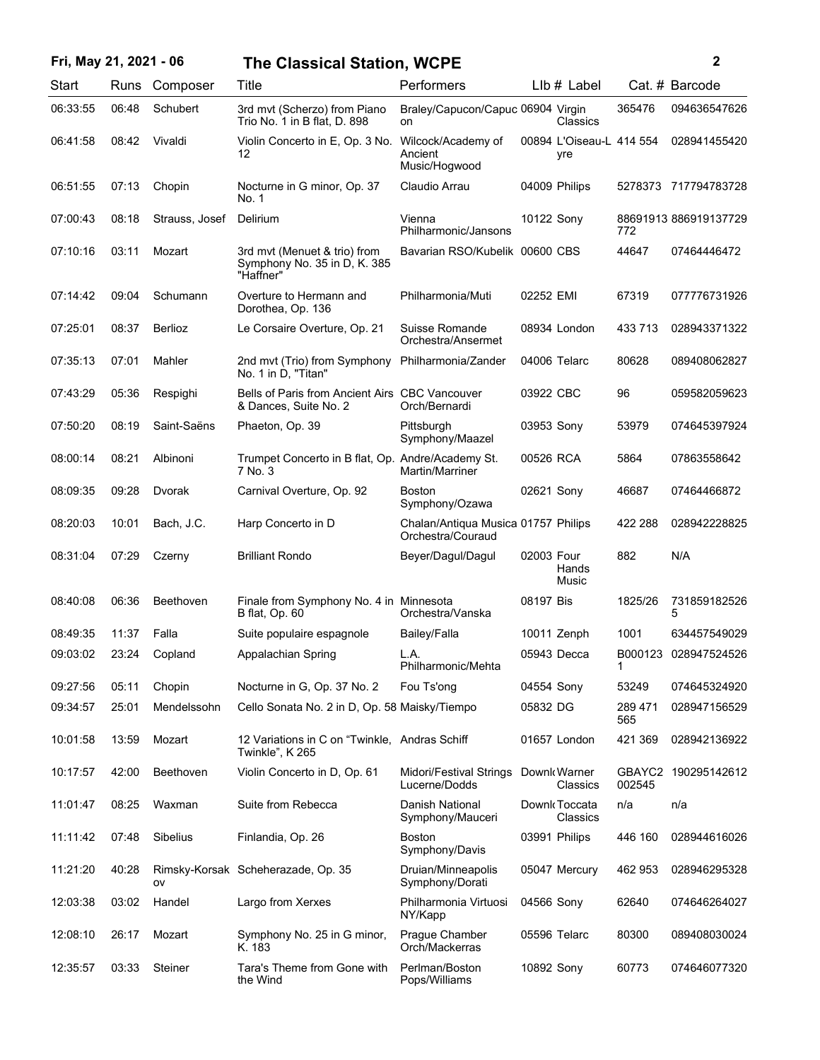| Start | Runs | Composer | Title | Performers | Llb # | Label | Cat. # | Barcode |
|---|---|---|---|---|---|---|---|---|
| 06:33:55 | 06:48 | Schubert | 3rd mvt (Scherzo) from Piano Trio No. 1 in B flat, D. 898 | Braley/Capucon/Capucon | 06904 | Virgin Classics | 365476 | 094636547626 |
| 06:41:58 | 08:42 | Vivaldi | Violin Concerto in E, Op. 3 No. 12 | Wilcock/Academy of Ancient Music/Hogwood | 00894 | L'Oiseau-Lyre | 414 554 | 028941455420 |
| 06:51:55 | 07:13 | Chopin | Nocturne in G minor, Op. 37 No. 1 | Claudio Arrau | 04009 | Philips | 5278373 | 717794783728 |
| 07:00:43 | 08:18 | Strauss, Josef | Delirium | Vienna Philharmonic/Jansons | 10122 | Sony | 88691913772 | 886919137729 |
| 07:10:16 | 03:11 | Mozart | 3rd mvt (Menuet & trio) from Symphony No. 35 in D, K. 385 "Haffner" | Bavarian RSO/Kubelik | 00600 | CBS | 44647 | 07464446472 |
| 07:14:42 | 09:04 | Schumann | Overture to Hermann and Dorothea, Op. 136 | Philharmonia/Muti | 02252 | EMI | 67319 | 077776731926 |
| 07:25:01 | 08:37 | Berlioz | Le Corsaire Overture, Op. 21 | Suisse Romande Orchestra/Ansermet | 08934 | London | 433 713 | 028943371322 |
| 07:35:13 | 07:01 | Mahler | 2nd mvt (Trio) from Symphony No. 1 in D, "Titan" | Philharmonia/Zander | 04006 | Telarc | 80628 | 089408062827 |
| 07:43:29 | 05:36 | Respighi | Bells of Paris from Ancient Airs & Dances, Suite No. 2 | CBC Vancouver Orch/Bernardi | 03922 | CBC | 96 | 059582059623 |
| 07:50:20 | 08:19 | Saint-Saëns | Phaeton, Op. 39 | Pittsburgh Symphony/Maazel | 03953 | Sony | 53979 | 074645397924 |
| 08:00:14 | 08:21 | Albinoni | Trumpet Concerto in B flat, Op. 7 No. 3 | Andre/Academy St. Martin/Marriner | 00526 | RCA | 5864 | 07863558642 |
| 08:09:35 | 09:28 | Dvorak | Carnival Overture, Op. 92 | Boston Symphony/Ozawa | 02621 | Sony | 46687 | 07464466872 |
| 08:20:03 | 10:01 | Bach, J.C. | Harp Concerto in D | Chalan/Antiqua Musica Orchestra/Couraud | 01757 | Philips | 422 288 | 028942228825 |
| 08:31:04 | 07:29 | Czerny | Brilliant Rondo | Beyer/Dagul/Dagul | 02003 | Four Hands Music | 882 | N/A |
| 08:40:08 | 06:36 | Beethoven | Finale from Symphony No. 4 in B flat, Op. 60 | Minnesota Orchestra/Vanska | 08197 | Bis | 1825/26 | 7318591825265 |
| 08:49:35 | 11:37 | Falla | Suite populaire espagnole | Bailey/Falla | 10011 | Zenph | 1001 | 634457549029 |
| 09:03:02 | 23:24 | Copland | Appalachian Spring | L.A. Philharmonic/Mehta | 05943 | Decca | B0001231 | 028947524526 |
| 09:27:56 | 05:11 | Chopin | Nocturne in G, Op. 37 No. 2 | Fou Ts'ong | 04554 | Sony | 53249 | 074645324920 |
| 09:34:57 | 25:01 | Mendelssohn | Cello Sonata No. 2 in D, Op. 58 | Maisky/Tiempo | 05832 | DG | 289 471 565 | 028947156529 |
| 10:01:58 | 13:59 | Mozart | 12 Variations in C on "Twinkle, Twinkle", K 265 | Andras Schiff | 01657 | London | 421 369 | 028942136922 |
| 10:17:57 | 42:00 | Beethoven | Violin Concerto in D, Op. 61 | Midori/Festival Strings Lucerne/Dodds | Downl | Warner Classics | GBAYC2002545 | 190295142612 |
| 11:01:47 | 08:25 | Waxman | Suite from Rebecca | Danish National Symphony/Mauceri | Downl | Toccata Classics | n/a | n/a |
| 11:11:42 | 07:48 | Sibelius | Finlandia, Op. 26 | Boston Symphony/Davis | 03991 | Philips | 446 160 | 028944616026 |
| 11:21:20 | 40:28 | Rimsky-Korsakov | Scheherazade, Op. 35 | Druian/Minneapolis Symphony/Dorati | 05047 | Mercury | 462 953 | 028946295328 |
| 12:03:38 | 03:02 | Handel | Largo from Xerxes | Philharmonia Virtuosi NY/Kapp | 04566 | Sony | 62640 | 074646264027 |
| 12:08:10 | 26:17 | Mozart | Symphony No. 25 in G minor, K. 183 | Prague Chamber Orch/Mackerras | 05596 | Telarc | 80300 | 089408030024 |
| 12:35:57 | 03:33 | Steiner | Tara's Theme from Gone with the Wind | Perlman/Boston Pops/Williams | 10892 | Sony | 60773 | 074646077320 |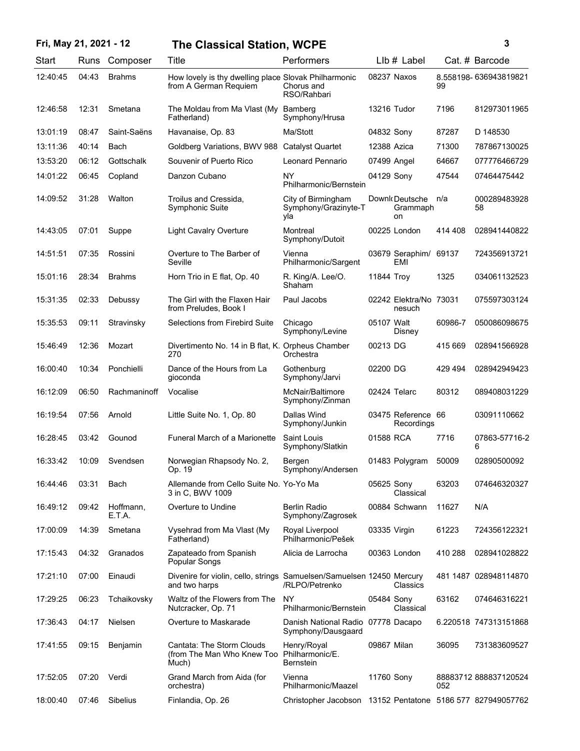| Start | Runs | Composer | Title | Performers | Llb # | Label | Cat. # | Barcode |
|---|---|---|---|---|---|---|---|---|
| 12:40:45 | 04:43 | Brahms | How lovely is thy dwelling place from A German Requiem | Slovak Philharmonic Chorus and RSO/Rahbari | 08237 | Naxos | 8.558198-99 | 636943819821 |
| 12:46:58 | 12:31 | Smetana | The Moldau from Ma Vlast (My Fatherland) | Bamberg Symphony/Hrusa | 13216 | Tudor | 7196 | 812973011965 |
| 13:01:19 | 08:47 | Saint-Saëns | Havanaise, Op. 83 | Ma/Stott | 04832 | Sony | 87287 | D 148530 |
| 13:11:36 | 40:14 | Bach | Goldberg Variations, BWV 988 | Catalyst Quartet | 12388 | Azica | 71300 | 787867130025 |
| 13:53:20 | 06:12 | Gottschalk | Souvenir of Puerto Rico | Leonard Pennario | 07499 | Angel | 64667 | 077776466729 |
| 14:01:22 | 06:45 | Copland | Danzon Cubano | NY Philharmonic/Bernstein | 04129 | Sony | 47544 | 07464475442 |
| 14:09:52 | 31:28 | Walton | Troilus and Cressida, Symphonic Suite | City of Birmingham Symphony/Grazinyte-Tyla | Downl | Deutsche Grammophon | n/a | 000289483928 58 |
| 14:43:05 | 07:01 | Suppe | Light Cavalry Overture | Montreal Symphony/Dutoit | 00225 | London | 414 408 | 028941440822 |
| 14:51:51 | 07:35 | Rossini | Overture to The Barber of Seville | Vienna Philharmonic/Sargent | 03679 | Seraphim/EMI | 69137 | 724356913721 |
| 15:01:16 | 28:34 | Brahms | Horn Trio in E flat, Op. 40 | R. King/A. Lee/O. Shaham | 11844 | Troy | 1325 | 034061132523 |
| 15:31:35 | 02:33 | Debussy | The Girl with the Flaxen Hair from Preludes, Book I | Paul Jacobs | 02242 | Elektra/Nonesuch | 73031 | 075597303124 |
| 15:35:53 | 09:11 | Stravinsky | Selections from Firebird Suite | Chicago Symphony/Levine | 05107 | Walt Disney | 60986-7 | 050086098675 |
| 15:46:49 | 12:36 | Mozart | Divertimento No. 14 in B flat, K. 270 | Orpheus Chamber Orchestra | 00213 | DG | 415 669 | 028941566928 |
| 16:00:40 | 10:34 | Ponchielli | Dance of the Hours from La gioconda | Gothenburg Symphony/Jarvi | 02200 | DG | 429 494 | 028942949423 |
| 16:12:09 | 06:50 | Rachmaninoff | Vocalise | McNair/Baltimore Symphony/Zinman | 02424 | Telarc | 80312 | 089408031229 |
| 16:19:54 | 07:56 | Arnold | Little Suite No. 1, Op. 80 | Dallas Wind Symphony/Junkin | 03475 | Reference Recordings | 66 | 03091110662 |
| 16:28:45 | 03:42 | Gounod | Funeral March of a Marionette | Saint Louis Symphony/Slatkin | 01588 | RCA | 7716 | 07863-57716-2 6 |
| 16:33:42 | 10:09 | Svendsen | Norwegian Rhapsody No. 2, Op. 19 | Bergen Symphony/Andersen | 01483 | Polygram | 50009 | 02890500092 |
| 16:44:46 | 03:31 | Bach | Allemande from Cello Suite No. 3 in C, BWV 1009 | Yo-Yo Ma | 05625 | Sony Classical | 63203 | 074646320327 |
| 16:49:12 | 09:42 | Hoffmann, E.T.A. | Overture to Undine | Berlin Radio Symphony/Zagrosek | 00884 | Schwann | 11627 | N/A |
| 17:00:09 | 14:39 | Smetana | Vysehrad from Ma Vlast (My Fatherland) | Royal Liverpool Philharmonic/Pešek | 03335 | Virgin | 61223 | 724356122321 |
| 17:15:43 | 04:32 | Granados | Zapateado from Spanish Popular Songs | Alicia de Larrocha | 00363 | London | 410 288 | 028941028822 |
| 17:21:10 | 07:00 | Einaudi | Divenire for violin, cello, strings and two harps | Samuelsen/Samuelsen/RLPO/Petrenko | 12450 | Mercury Classics | 481 1487 | 028948114870 |
| 17:29:25 | 06:23 | Tchaikovsky | Waltz of the Flowers from The Nutcracker, Op. 71 | NY Philharmonic/Bernstein | 05484 | Sony Classical | 63162 | 074646316221 |
| 17:36:43 | 04:17 | Nielsen | Overture to Maskarade | Danish National Radio Symphony/Dausgaard | 07778 | Dacapo | 6.220518 | 747313151868 |
| 17:41:55 | 09:15 | Benjamin | Cantata: The Storm Clouds (from The Man Who Knew Too Much) | Henry/Royal Philharmonic/E. Bernstein | 09867 | Milan | 36095 | 731383609527 |
| 17:52:05 | 07:20 | Verdi | Grand March from Aida (for orchestra) | Vienna Philharmonic/Maazel | 11760 | Sony | 88883712052 | 888837120524 |
| 18:00:40 | 07:46 | Sibelius | Finlandia, Op. 26 | Christopher Jacobson | 13152 | Pentatone | 5186 577 | 827949057762 |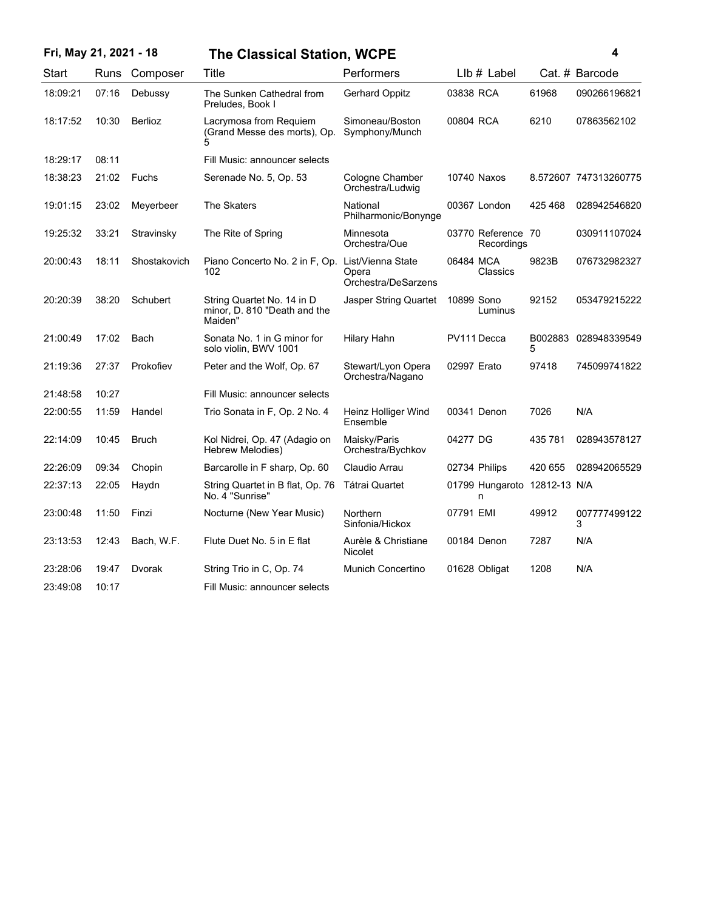# The Classical Station, WCPE

Fri, May 21, 2021 - 18

| Start | Runs | Composer | Title | Performers | LIb # | Label | Cat. # | Barcode |
|---|---|---|---|---|---|---|---|---|
| 18:09:21 | 07:16 | Debussy | The Sunken Cathedral from Preludes, Book I | Gerhard Oppitz | 03838 | RCA | 61968 | 090266196821 |
| 18:17:52 | 10:30 | Berlioz | Lacrymosa from Requiem (Grand Messe des morts), Op. 5 | Simoneau/Boston Symphony/Munch | 00804 | RCA | 6210 | 07863562102 |
| 18:29:17 | 08:11 | | Fill Music: announcer selects | | | | | |
| 18:38:23 | 21:02 | Fuchs | Serenade No. 5, Op. 53 | Cologne Chamber Orchestra/Ludwig | 10740 | Naxos | 8.572607 | 747313260775 |
| 19:01:15 | 23:02 | Meyerbeer | The Skaters | National Philharmonic/Bonynge | 00367 | London | 425 468 | 028942546820 |
| 19:25:32 | 33:21 | Stravinsky | The Rite of Spring | Minnesota Orchestra/Oue | 03770 | Reference Recordings | 70 | 030911107024 |
| 20:00:43 | 18:11 | Shostakovich | Piano Concerto No. 2 in F, Op. 102 | List/Vienna State Opera Orchestra/DeSarzens | 06484 | MCA Classics | 9823B | 076732982327 |
| 20:20:39 | 38:20 | Schubert | String Quartet No. 14 in D minor, D. 810 "Death and the Maiden" | Jasper String Quartet | 10899 | Sono Luminus | 92152 | 053479215222 |
| 21:00:49 | 17:02 | Bach | Sonata No. 1 in G minor for solo violin, BWV 1001 | Hilary Hahn | PV111 | Decca | B0028835 | 028948339549 |
| 21:19:36 | 27:37 | Prokofiev | Peter and the Wolf, Op. 67 | Stewart/Lyon Opera Orchestra/Nagano | 02997 | Erato | 97418 | 745099741822 |
| 21:48:58 | 10:27 | | Fill Music: announcer selects | | | | | |
| 22:00:55 | 11:59 | Handel | Trio Sonata in F, Op. 2 No. 4 | Heinz Holliger Wind Ensemble | 00341 | Denon | 7026 | N/A |
| 22:14:09 | 10:45 | Bruch | Kol Nidrei, Op. 47 (Adagio on Hebrew Melodies) | Maisky/Paris Orchestra/Bychkov | 04277 | DG | 435 781 | 028943578127 |
| 22:26:09 | 09:34 | Chopin | Barcarolle in F sharp, Op. 60 | Claudio Arrau | 02734 | Philips | 420 655 | 028942065529 |
| 22:37:13 | 22:05 | Haydn | String Quartet in B flat, Op. 76 No. 4 "Sunrise" | Tátrai Quartet | 01799 | Hungaroton | 12812-13 | N/A |
| 23:00:48 | 11:50 | Finzi | Nocturne (New Year Music) | Northern Sinfonia/Hickox | 07791 | EMI | 49912 | 0077774991223 |
| 23:13:53 | 12:43 | Bach, W.F. | Flute Duet No. 5 in E flat | Aurèle & Christiane Nicolet | 00184 | Denon | 7287 | N/A |
| 23:28:06 | 19:47 | Dvorak | String Trio in C, Op. 74 | Munich Concertino | 01628 | Obligat | 1208 | N/A |
| 23:49:08 | 10:17 | | Fill Music: announcer selects | | | | | |